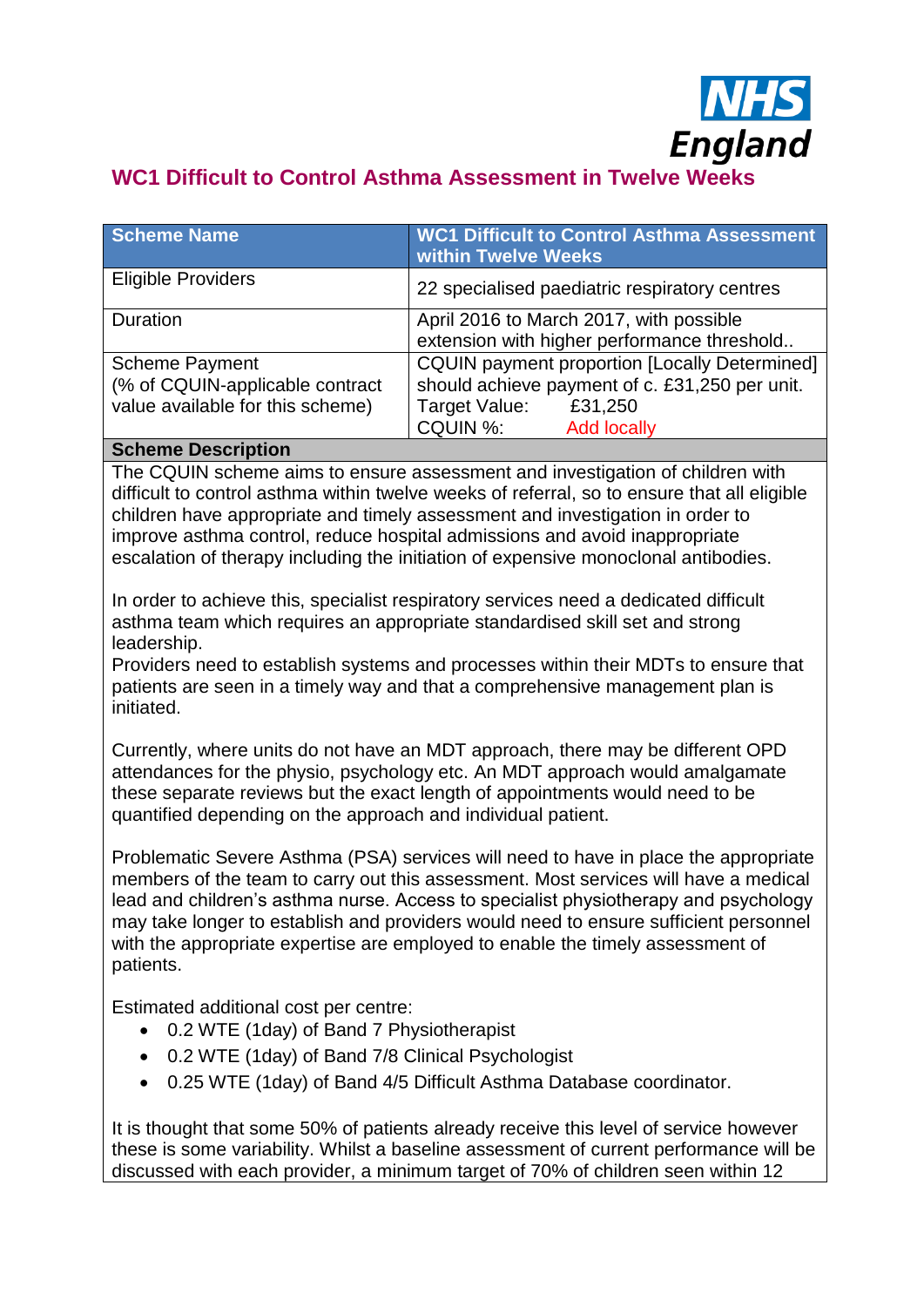# WC1 Difficult to Control Asthma Assessment in Twelve Weeks

| Scheme Name | WC1 Difficult to Control Asthma Assessment within Twelve Weeks |
|---|---|
| Eligible Providers | 22 specialised paediatric respiratory centres |
| Duration | April 2016 to March 2017, with possible extension with higher performance threshold.. |
| Scheme Payment (% of CQUIN-applicable contract value available for this scheme) | CQUIN payment proportion [Locally Determined] should achieve payment of c. £31,250 per unit.<br>Target Value: £31,250<br>CQUIN %: Add locally |

**Scheme Description**

The CQUIN scheme aims to ensure assessment and investigation of children with difficult to control asthma within twelve weeks of referral, so to ensure that all eligible children have appropriate and timely assessment and investigation in order to improve asthma control, reduce hospital admissions and avoid inappropriate escalation of therapy including the initiation of expensive monoclonal antibodies.

In order to achieve this, specialist respiratory services need a dedicated difficult asthma team which requires an appropriate standardised skill set and strong leadership.
Providers need to establish systems and processes within their MDTs to ensure that patients are seen in a timely way and that a comprehensive management plan is initiated.

Currently, where units do not have an MDT approach, there may be different OPD attendances for the physio, psychology etc. An MDT approach would amalgamate these separate reviews but the exact length of appointments would need to be quantified depending on the approach and individual patient.

Problematic Severe Asthma (PSA) services will need to have in place the appropriate members of the team to carry out this assessment. Most services will have a medical lead and children's asthma nurse. Access to specialist physiotherapy and psychology may take longer to establish and providers would need to ensure sufficient personnel with the appropriate expertise are employed to enable the timely assessment of patients.

Estimated additional cost per centre:

- 0.2 WTE (1day) of Band 7 Physiotherapist
- 0.2 WTE (1day) of Band 7/8 Clinical Psychologist
- 0.25 WTE (1day) of Band 4/5 Difficult Asthma Database coordinator.

It is thought that some 50% of patients already receive this level of service however these is some variability. Whilst a baseline assessment of current performance will be discussed with each provider, a minimum target of 70% of children seen within 12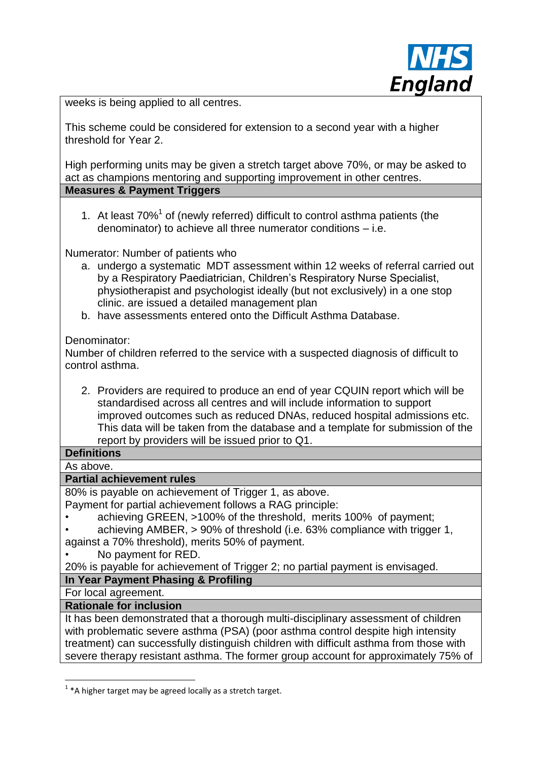weeks is being applied to all centres.

This scheme could be considered for extension to a second year with a higher threshold for Year 2.

High performing units may be given a stretch target above 70%, or may be asked to act as champions mentoring and supporting improvement in other centres.

**Measures & Payment Triggers**

1. At least 70%[1] of (newly referred) difficult to control asthma patients (the denominator) to achieve all three numerator conditions – i.e.

Numerator: Number of patients who

a. undergo a systematic MDT assessment within 12 weeks of referral carried out by a Respiratory Paediatrician, Children's Respiratory Nurse Specialist, physiotherapist and psychologist ideally (but not exclusively) in a one stop clinic. are issued a detailed management plan
b. have assessments entered onto the Difficult Asthma Database.

Denominator:
Number of children referred to the service with a suspected diagnosis of difficult to control asthma.

2. Providers are required to produce an end of year CQUIN report which will be standardised across all centres and will include information to support improved outcomes such as reduced DNAs, reduced hospital admissions etc. This data will be taken from the database and a template for submission of the report by providers will be issued prior to Q1.

**Definitions**

As above.

**Partial achievement rules**

80% is payable on achievement of Trigger 1, as above.
Payment for partial achievement follows a RAG principle:

- achieving GREEN, >100% of the threshold, merits 100% of payment;
- achieving AMBER, > 90% of threshold (i.e. 63% compliance with trigger 1, against a 70% threshold), merits 50% of payment.
- No payment for RED.

20% is payable for achievement of Trigger 2; no partial payment is envisaged.

**In Year Payment Phasing & Profiling**

For local agreement.

**Rationale for inclusion**

It has been demonstrated that a thorough multi-disciplinary assessment of children with problematic severe asthma (PSA) (poor asthma control despite high intensity treatment) can successfully distinguish children with difficult asthma from those with severe therapy resistant asthma. The former group account for approximately 75% of

[1] *A higher target may be agreed locally as a stretch target.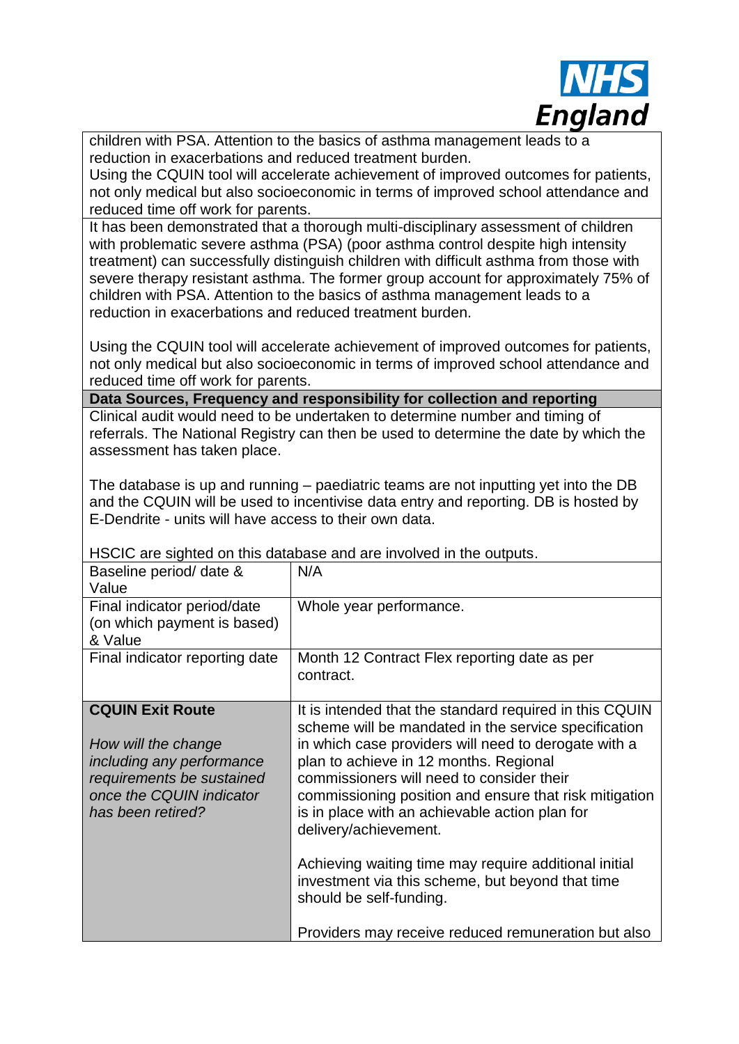children with PSA. Attention to the basics of asthma management leads to a reduction in exacerbations and reduced treatment burden.
Using the CQUIN tool will accelerate achievement of improved outcomes for patients, not only medical but also socioeconomic in terms of improved school attendance and reduced time off work for parents.

It has been demonstrated that a thorough multi-disciplinary assessment of children with problematic severe asthma (PSA) (poor asthma control despite high intensity treatment) can successfully distinguish children with difficult asthma from those with severe therapy resistant asthma. The former group account for approximately 75% of children with PSA. Attention to the basics of asthma management leads to a reduction in exacerbations and reduced treatment burden.

Using the CQUIN tool will accelerate achievement of improved outcomes for patients, not only medical but also socioeconomic in terms of improved school attendance and reduced time off work for parents.

**Data Sources, Frequency and responsibility for collection and reporting**

Clinical audit would need to be undertaken to determine number and timing of referrals. The National Registry can then be used to determine the date by which the assessment has taken place.

The database is up and running – paediatric teams are not inputting yet into the DB and the CQUIN will be used to incentivise data entry and reporting. DB is hosted by E-Dendrite - units will have access to their own data.

HSCIC are sighted on this database and are involved in the outputs.

| | |
|---|---|
| Baseline period/ date & Value | N/A |
| Final indicator period/date (on which payment is based) & Value | Whole year performance. |
| Final indicator reporting date | Month 12 Contract Flex reporting date as per contract. |
| **CQUIN Exit Route**<br><br>*How will the change including any performance requirements be sustained once the CQUIN indicator has been retired?* | It is intended that the standard required in this CQUIN scheme will be mandated in the service specification in which case providers will need to derogate with a plan to achieve in 12 months. Regional commissioners will need to consider their commissioning position and ensure that risk mitigation is in place with an achievable action plan for delivery/achievement.<br><br>Achieving waiting time may require additional initial investment via this scheme, but beyond that time should be self-funding.<br><br>Providers may receive reduced remuneration but also |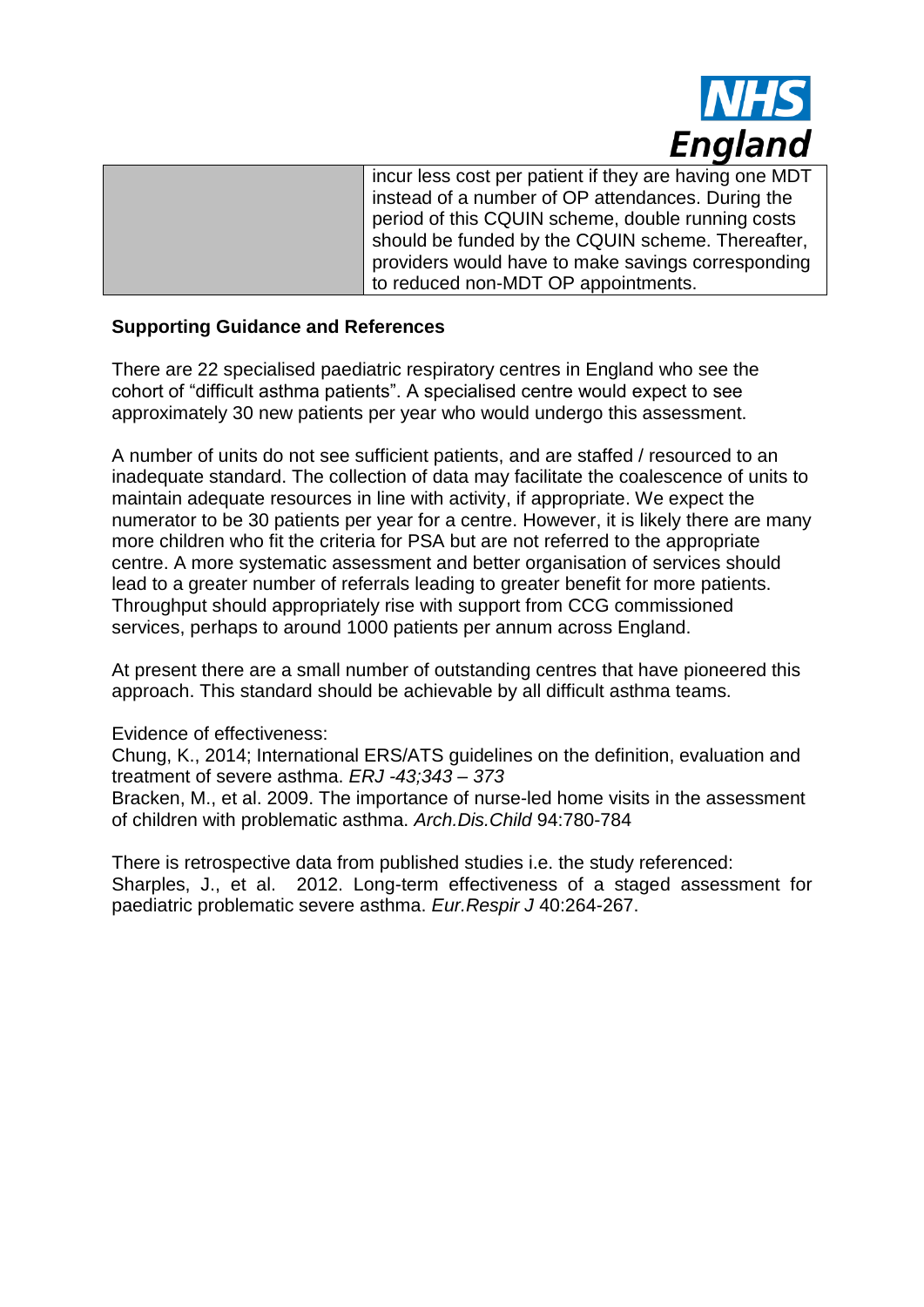| | |
|---|---|
| | incur less cost per patient if they are having one MDT instead of a number of OP attendances. During the period of this CQUIN scheme, double running costs should be funded by the CQUIN scheme. Thereafter, providers would have to make savings corresponding to reduced non-MDT OP appointments. |

**Supporting Guidance and References**

There are 22 specialised paediatric respiratory centres in England who see the cohort of "difficult asthma patients". A specialised centre would expect to see approximately 30 new patients per year who would undergo this assessment.

A number of units do not see sufficient patients, and are staffed / resourced to an inadequate standard. The collection of data may facilitate the coalescence of units to maintain adequate resources in line with activity, if appropriate. We expect the numerator to be 30 patients per year for a centre. However, it is likely there are many more children who fit the criteria for PSA but are not referred to the appropriate centre. A more systematic assessment and better organisation of services should lead to a greater number of referrals leading to greater benefit for more patients. Throughput should appropriately rise with support from CCG commissioned services, perhaps to around 1000 patients per annum across England.

At present there are a small number of outstanding centres that have pioneered this approach. This standard should be achievable by all difficult asthma teams.

Evidence of effectiveness:
Chung, K., 2014; International ERS/ATS guidelines on the definition, evaluation and treatment of severe asthma. *ERJ -43;343 – 373*
Bracken, M., et al. 2009. The importance of nurse-led home visits in the assessment of children with problematic asthma. *Arch.Dis.Child* 94:780-784

There is retrospective data from published studies i.e. the study referenced:
Sharples, J., et al. 2012. Long-term effectiveness of a staged assessment for paediatric problematic severe asthma. *Eur.Respir J* 40:264-267.